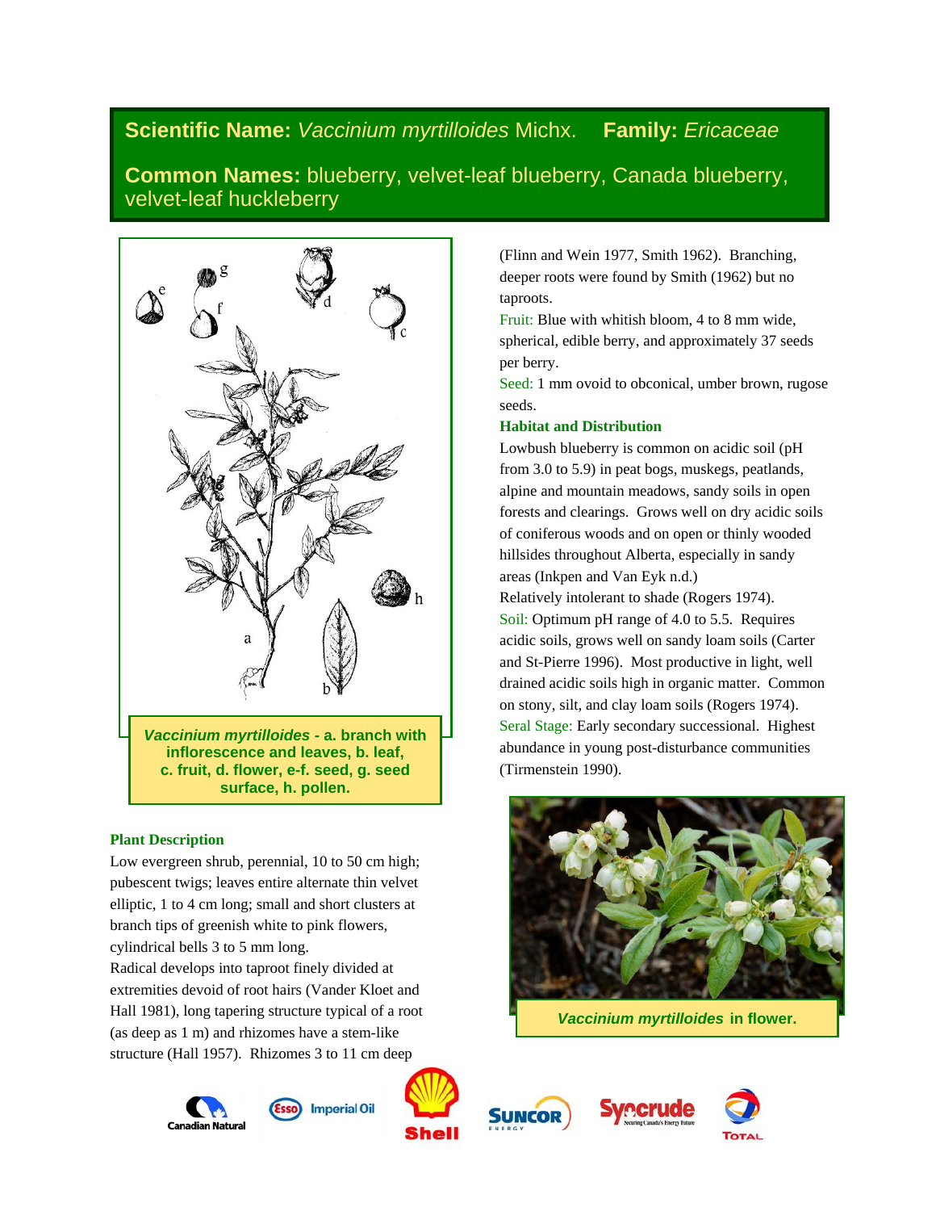**Scientific Name:** *Vaccinium myrtilloides* Michx. **Family:** *Ericaceae*

**Common Names:** blueberry, velvet-leaf blueberry, Canada blueberry, velvet-leaf huckleberry

***Vaccinium myrtilloides*** **- a. branch with inflorescence and leaves, b. leaf, c. fruit, d. flower, e-f. seed, g. seed surface, h. pollen.**

### Plant Description

Low evergreen shrub, perennial, 10 to 50 cm high; pubescent twigs; leaves entire alternate thin velvet elliptic, 1 to 4 cm long; small and short clusters at branch tips of greenish white to pink flowers, cylindrical bells 3 to 5 mm long.

Radical develops into taproot finely divided at extremities devoid of root hairs (Vander Kloet and Hall 1981), long tapering structure typical of a root (as deep as 1 m) and rhizomes have a stem-like structure (Hall 1957). Rhizomes 3 to 11 cm deep (Flinn and Wein 1977, Smith 1962). Branching, deeper roots were found by Smith (1962) but no taproots.

Fruit: Blue with whitish bloom, 4 to 8 mm wide, spherical, edible berry, and approximately 37 seeds per berry.

Seed: 1 mm ovoid to obconical, umber brown, rugose seeds.

### Habitat and Distribution

Lowbush blueberry is common on acidic soil (pH from 3.0 to 5.9) in peat bogs, muskegs, peatlands, alpine and mountain meadows, sandy soils in open forests and clearings. Grows well on dry acidic soils of coniferous woods and on open or thinly wooded hillsides throughout Alberta, especially in sandy areas (Inkpen and Van Eyk n.d.)

Relatively intolerant to shade (Rogers 1974).

Soil: Optimum pH range of 4.0 to 5.5. Requires acidic soils, grows well on sandy loam soils (Carter and St-Pierre 1996). Most productive in light, well drained acidic soils high in organic matter. Common on stony, silt, and clay loam soils (Rogers 1974).

Seral Stage: Early secondary successional. Highest abundance in young post-disturbance communities (Tirmenstein 1990).

***Vaccinium myrtilloides*** **in flower.**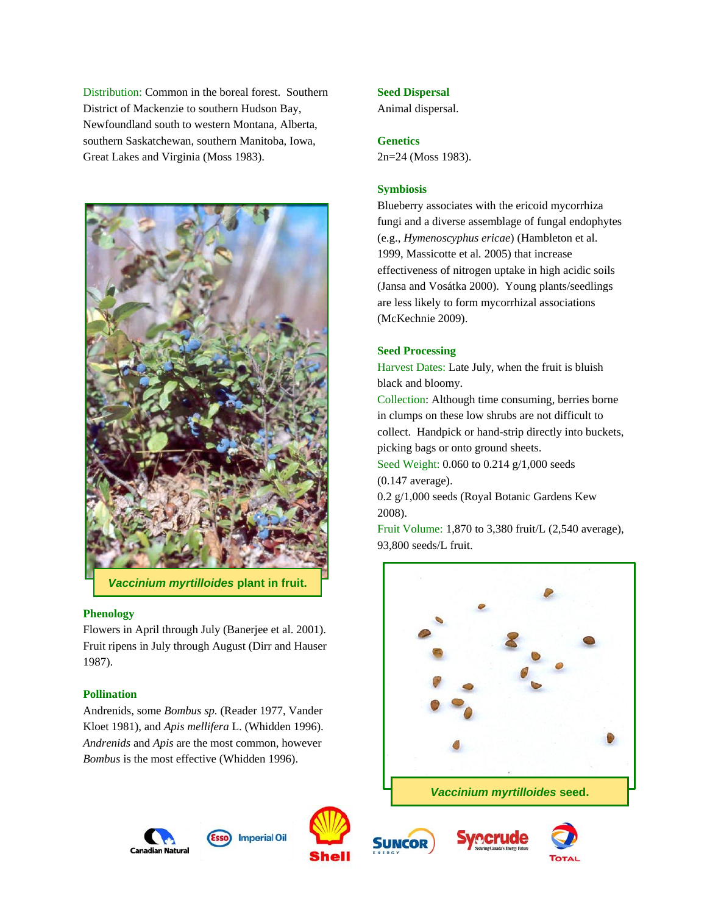Distribution: Common in the boreal forest. Southern District of Mackenzie to southern Hudson Bay, Newfoundland south to western Montana, Alberta, southern Saskatchewan, southern Manitoba, Iowa, Great Lakes and Virginia (Moss 1983).

***Vaccinium myrtilloides* plant in fruit.**

### Phenology

Flowers in April through July (Banerjee et al. 2001). Fruit ripens in July through August (Dirr and Hauser 1987).

### Pollination

Andrenids, some *Bombus sp.* (Reader 1977, Vander Kloet 1981), and *Apis mellifera* L. (Whidden 1996). *Andrenids* and *Apis* are the most common, however *Bombus* is the most effective (Whidden 1996).

### Seed Dispersal

Animal dispersal.

### Genetics

2n=24 (Moss 1983).

### Symbiosis

Blueberry associates with the ericoid mycorrhiza fungi and a diverse assemblage of fungal endophytes (e.g., *Hymenoscyphus ericae*) (Hambleton et al. 1999, Massicotte et al. 2005) that increase effectiveness of nitrogen uptake in high acidic soils (Jansa and Vosátka 2000). Young plants/seedlings are less likely to form mycorrhizal associations (McKechnie 2009).

### Seed Processing

Harvest Dates: Late July, when the fruit is bluish black and bloomy.

Collection: Although time consuming, berries borne in clumps on these low shrubs are not difficult to collect. Handpick or hand-strip directly into buckets, picking bags or onto ground sheets.

Seed Weight: 0.060 to 0.214 g/1,000 seeds (0.147 average).

0.2 g/1,000 seeds (Royal Botanic Gardens Kew 2008).

Fruit Volume: 1,870 to 3,380 fruit/L (2,540 average), 93,800 seeds/L fruit.

***Vaccinium myrtilloides* seed.**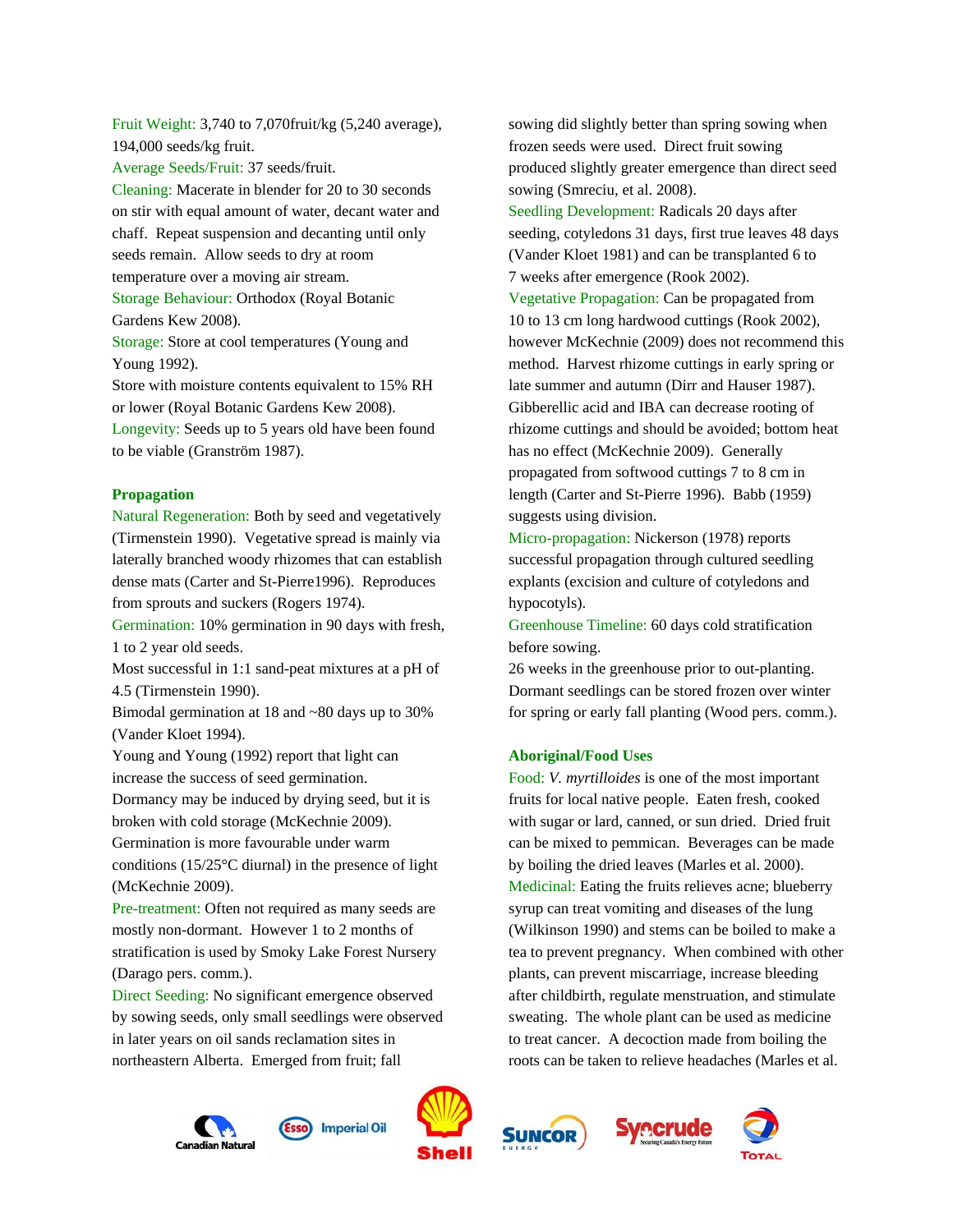Fruit Weight: 3,740 to 7,070fruit/kg (5,240 average), 194,000 seeds/kg fruit.

Average Seeds/Fruit: 37 seeds/fruit.

Cleaning: Macerate in blender for 20 to 30 seconds on stir with equal amount of water, decant water and chaff. Repeat suspension and decanting until only seeds remain. Allow seeds to dry at room temperature over a moving air stream.

Storage Behaviour: Orthodox (Royal Botanic Gardens Kew 2008).

Storage: Store at cool temperatures (Young and Young 1992).

Store with moisture contents equivalent to 15% RH or lower (Royal Botanic Gardens Kew 2008).

Longevity: Seeds up to 5 years old have been found to be viable (Granström 1987).

## Propagation

Natural Regeneration: Both by seed and vegetatively (Tirmenstein 1990). Vegetative spread is mainly via laterally branched woody rhizomes that can establish dense mats (Carter and St-Pierre1996). Reproduces from sprouts and suckers (Rogers 1974).

Germination: 10% germination in 90 days with fresh, 1 to 2 year old seeds.

Most successful in 1:1 sand-peat mixtures at a pH of 4.5 (Tirmenstein 1990).

Bimodal germination at 18 and ~80 days up to 30% (Vander Kloet 1994).

Young and Young (1992) report that light can increase the success of seed germination.

Dormancy may be induced by drying seed, but it is broken with cold storage (McKechnie 2009).

Germination is more favourable under warm conditions (15/25°C diurnal) in the presence of light (McKechnie 2009).

Pre-treatment: Often not required as many seeds are mostly non-dormant. However 1 to 2 months of stratification is used by Smoky Lake Forest Nursery (Darago pers. comm.).

Direct Seeding: No significant emergence observed by sowing seeds, only small seedlings were observed in later years on oil sands reclamation sites in northeastern Alberta. Emerged from fruit; fall sowing did slightly better than spring sowing when frozen seeds were used. Direct fruit sowing produced slightly greater emergence than direct seed sowing (Smreciu, et al. 2008).

Seedling Development: Radicals 20 days after seeding, cotyledons 31 days, first true leaves 48 days (Vander Kloet 1981) and can be transplanted 6 to 7 weeks after emergence (Rook 2002).

Vegetative Propagation: Can be propagated from 10 to 13 cm long hardwood cuttings (Rook 2002), however McKechnie (2009) does not recommend this method. Harvest rhizome cuttings in early spring or late summer and autumn (Dirr and Hauser 1987). Gibberellic acid and IBA can decrease rooting of rhizome cuttings and should be avoided; bottom heat has no effect (McKechnie 2009). Generally propagated from softwood cuttings 7 to 8 cm in length (Carter and St-Pierre 1996). Babb (1959) suggests using division.

Micro-propagation: Nickerson (1978) reports successful propagation through cultured seedling explants (excision and culture of cotyledons and hypocotyls).

Greenhouse Timeline: 60 days cold stratification before sowing.

26 weeks in the greenhouse prior to out-planting. Dormant seedlings can be stored frozen over winter for spring or early fall planting (Wood pers. comm.).

## Aboriginal/Food Uses

Food: *V. myrtilloides* is one of the most important fruits for local native people. Eaten fresh, cooked with sugar or lard, canned, or sun dried. Dried fruit can be mixed to pemmican. Beverages can be made by boiling the dried leaves (Marles et al. 2000).

Medicinal: Eating the fruits relieves acne; blueberry syrup can treat vomiting and diseases of the lung (Wilkinson 1990) and stems can be boiled to make a tea to prevent pregnancy. When combined with other plants, can prevent miscarriage, increase bleeding after childbirth, regulate menstruation, and stimulate sweating. The whole plant can be used as medicine to treat cancer. A decoction made from boiling the roots can be taken to relieve headaches (Marles et al.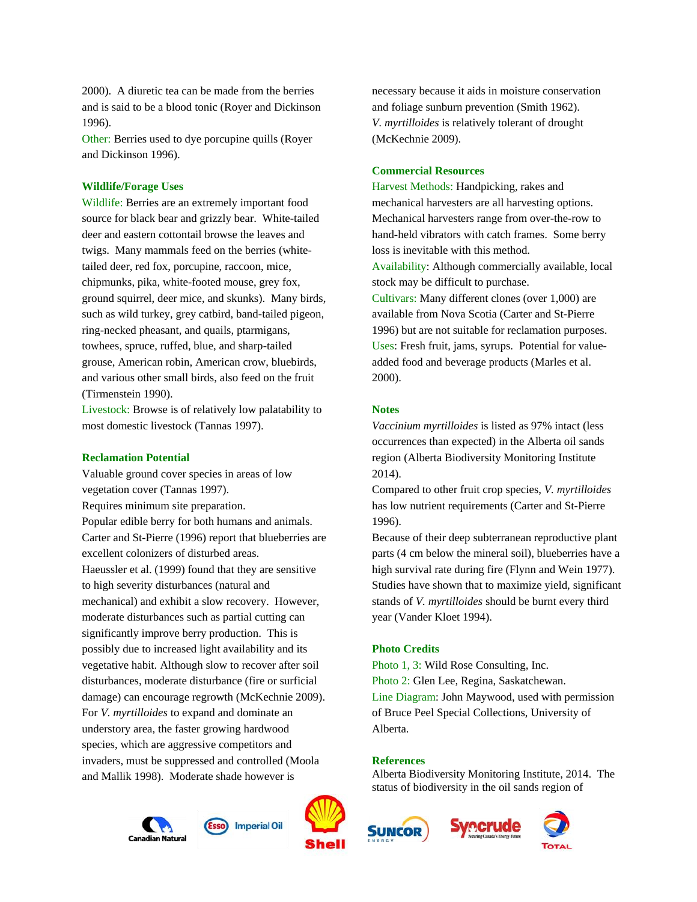2000). A diuretic tea can be made from the berries and is said to be a blood tonic (Royer and Dickinson 1996).

Other: Berries used to dye porcupine quills (Royer and Dickinson 1996).

### Wildlife/Forage Uses

Wildlife: Berries are an extremely important food source for black bear and grizzly bear. White-tailed deer and eastern cottontail browse the leaves and twigs. Many mammals feed on the berries (white-tailed deer, red fox, porcupine, raccoon, mice, chipmunks, pika, white-footed mouse, grey fox, ground squirrel, deer mice, and skunks). Many birds, such as wild turkey, grey catbird, band-tailed pigeon, ring-necked pheasant, and quails, ptarmigans, towhees, spruce, ruffed, blue, and sharp-tailed grouse, American robin, American crow, bluebirds, and various other small birds, also feed on the fruit (Tirmenstein 1990).

Livestock: Browse is of relatively low palatability to most domestic livestock (Tannas 1997).

### Reclamation Potential

Valuable ground cover species in areas of low vegetation cover (Tannas 1997).

Requires minimum site preparation.

Popular edible berry for both humans and animals.

Carter and St-Pierre (1996) report that blueberries are excellent colonizers of disturbed areas.

Haeussler et al. (1999) found that they are sensitive to high severity disturbances (natural and mechanical) and exhibit a slow recovery. However, moderate disturbances such as partial cutting can significantly improve berry production. This is possibly due to increased light availability and its vegetative habit. Although slow to recover after soil disturbances, moderate disturbance (fire or surficial damage) can encourage regrowth (McKechnie 2009).

For *V. myrtilloides* to expand and dominate an understory area, the faster growing hardwood species, which are aggressive competitors and invaders, must be suppressed and controlled (Moola and Mallik 1998). Moderate shade however is necessary because it aids in moisture conservation and foliage sunburn prevention (Smith 1962).

*V. myrtilloides* is relatively tolerant of drought (McKechnie 2009).

### Commercial Resources

Harvest Methods: Handpicking, rakes and mechanical harvesters are all harvesting options. Mechanical harvesters range from over-the-row to hand-held vibrators with catch frames. Some berry loss is inevitable with this method.

Availability: Although commercially available, local stock may be difficult to purchase.

Cultivars: Many different clones (over 1,000) are available from Nova Scotia (Carter and St-Pierre 1996) but are not suitable for reclamation purposes.

Uses: Fresh fruit, jams, syrups. Potential for value-added food and beverage products (Marles et al. 2000).

### Notes

*Vaccinium myrtilloides* is listed as 97% intact (less occurrences than expected) in the Alberta oil sands region (Alberta Biodiversity Monitoring Institute 2014).

Compared to other fruit crop species, *V. myrtilloides* has low nutrient requirements (Carter and St-Pierre 1996).

Because of their deep subterranean reproductive plant parts (4 cm below the mineral soil), blueberries have a high survival rate during fire (Flynn and Wein 1977).

Studies have shown that to maximize yield, significant stands of *V. myrtilloides* should be burnt every third year (Vander Kloet 1994).

### Photo Credits

Photo 1, 3: Wild Rose Consulting, Inc.

Photo 2: Glen Lee, Regina, Saskatchewan.

Line Diagram: John Maywood, used with permission of Bruce Peel Special Collections, University of Alberta.

### References

Alberta Biodiversity Monitoring Institute, 2014. The status of biodiversity in the oil sands region of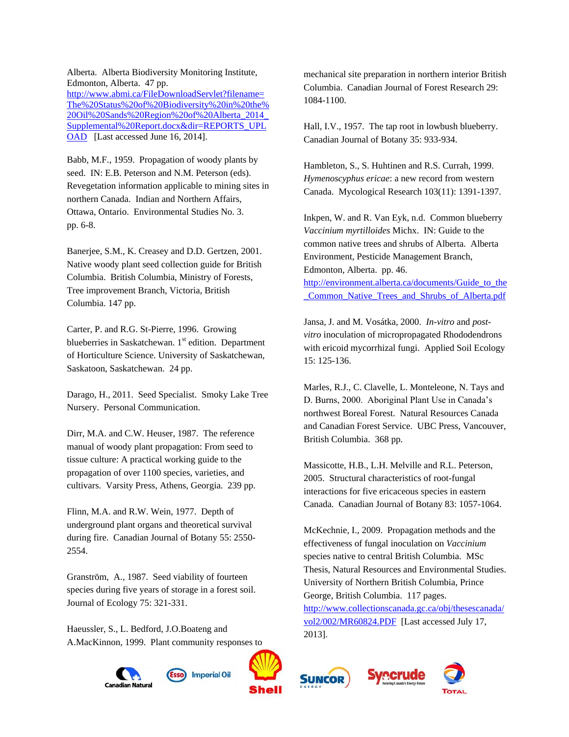Alberta. Alberta Biodiversity Monitoring Institute, Edmonton, Alberta. 47 pp. http://www.abmi.ca/FileDownloadServlet?filename=The%20Status%20of%20Biodiversity%20in%20the%20Oil%20Sands%20Region%20of%20Alberta_2014_Supplemental%20Report.docx&dir=REPORTS_UPLOAD [Last accessed June 16, 2014].

Babb, M.F., 1959. Propagation of woody plants by seed. IN: E.B. Peterson and N.M. Peterson (eds). Revegetation information applicable to mining sites in northern Canada. Indian and Northern Affairs, Ottawa, Ontario. Environmental Studies No. 3. pp. 6-8.

Banerjee, S.M., K. Creasey and D.D. Gertzen, 2001. Native woody plant seed collection guide for British Columbia. British Columbia, Ministry of Forests, Tree improvement Branch, Victoria, British Columbia. 147 pp.

Carter, P. and R.G. St-Pierre, 1996. Growing blueberries in Saskatchewan. 1st edition. Department of Horticulture Science. University of Saskatchewan, Saskatoon, Saskatchewan. 24 pp.

Darago, H., 2011. Seed Specialist. Smoky Lake Tree Nursery. Personal Communication.

Dirr, M.A. and C.W. Heuser, 1987. The reference manual of woody plant propagation: From seed to tissue culture: A practical working guide to the propagation of over 1100 species, varieties, and cultivars. Varsity Press, Athens, Georgia. 239 pp.

Flinn, M.A. and R.W. Wein, 1977. Depth of underground plant organs and theoretical survival during fire. Canadian Journal of Botany 55: 2550-2554.

Granström, A., 1987. Seed viability of fourteen species during five years of storage in a forest soil. Journal of Ecology 75: 321-331.

Haeussler, S., L. Bedford, J.O.Boateng and A.MacKinnon, 1999. Plant community responses to mechanical site preparation in northern interior British Columbia. Canadian Journal of Forest Research 29: 1084-1100.

Hall, I.V., 1957. The tap root in lowbush blueberry. Canadian Journal of Botany 35: 933-934.

Hambleton, S., S. Huhtinen and R.S. Currah, 1999. *Hymenoscyphus ericae*: a new record from western Canada. Mycological Research 103(11): 1391-1397.

Inkpen, W. and R. Van Eyk, n.d. Common blueberry *Vaccinium myrtilloides* Michx. IN: Guide to the common native trees and shrubs of Alberta. Alberta Environment, Pesticide Management Branch, Edmonton, Alberta. pp. 46. http://environment.alberta.ca/documents/Guide_to_the_Common_Native_Trees_and_Shrubs_of_Alberta.pdf

Jansa, J. and M. Vosátka, 2000. *In-vitro* and *post-vitro* inoculation of micropropagated Rhododendrons with ericoid mycorrhizal fungi. Applied Soil Ecology 15: 125-136.

Marles, R.J., C. Clavelle, L. Monteleone, N. Tays and D. Burns, 2000. Aboriginal Plant Use in Canada's northwest Boreal Forest. Natural Resources Canada and Canadian Forest Service. UBC Press, Vancouver, British Columbia. 368 pp.

Massicotte, H.B., L.H. Melville and R.L. Peterson, 2005. Structural characteristics of root-fungal interactions for five ericaceous species in eastern Canada. Canadian Journal of Botany 83: 1057-1064.

McKechnie, I., 2009. Propagation methods and the effectiveness of fungal inoculation on *Vaccinium* species native to central British Columbia. MSc Thesis, Natural Resources and Environmental Studies. University of Northern British Columbia, Prince George, British Columbia. 117 pages. http://www.collectionscanada.gc.ca/obj/thesescanada/vol2/002/MR60824.PDF [Last accessed July 17, 2013].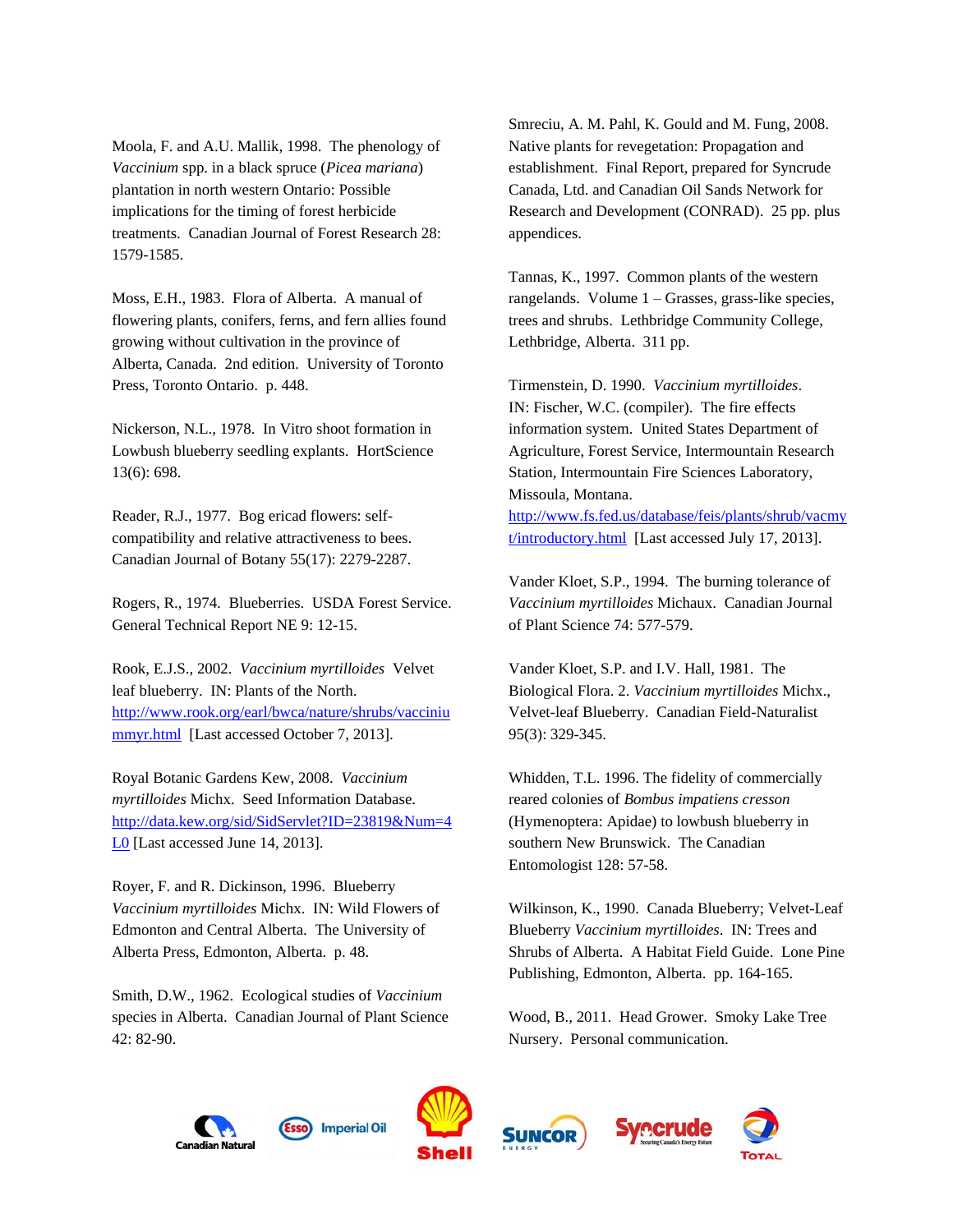Moola, F. and A.U. Mallik, 1998. The phenology of *Vaccinium* spp. in a black spruce (*Picea mariana*) plantation in north western Ontario: Possible implications for the timing of forest herbicide treatments. Canadian Journal of Forest Research 28: 1579-1585.

Moss, E.H., 1983. Flora of Alberta. A manual of flowering plants, conifers, ferns, and fern allies found growing without cultivation in the province of Alberta, Canada. 2nd edition. University of Toronto Press, Toronto Ontario. p. 448.

Nickerson, N.L., 1978. In Vitro shoot formation in Lowbush blueberry seedling explants. HortScience 13(6): 698.

Reader, R.J., 1977. Bog ericad flowers: self-compatibility and relative attractiveness to bees. Canadian Journal of Botany 55(17): 2279-2287.

Rogers, R., 1974. Blueberries. USDA Forest Service. General Technical Report NE 9: 12-15.

Rook, E.J.S., 2002. *Vaccinium myrtilloides* Velvet leaf blueberry. IN: Plants of the North. [http://www.rook.org/earl/bwca/nature/shrubs/vacciniummyr.html](http://www.rook.org/earl/bwca/nature/shrubs/vacciniummyr.html) [Last accessed October 7, 2013].

Royal Botanic Gardens Kew, 2008. *Vaccinium myrtilloides* Michx. Seed Information Database. [http://data.kew.org/sid/SidServlet?ID=23819&Num=4L0](http://data.kew.org/sid/SidServlet?ID=23819&Num=4L0) [Last accessed June 14, 2013].

Royer, F. and R. Dickinson, 1996. Blueberry *Vaccinium myrtilloides* Michx. IN: Wild Flowers of Edmonton and Central Alberta. The University of Alberta Press, Edmonton, Alberta. p. 48.

Smith, D.W., 1962. Ecological studies of *Vaccinium* species in Alberta. Canadian Journal of Plant Science 42: 82-90.

Smreciu, A. M. Pahl, K. Gould and M. Fung, 2008. Native plants for revegetation: Propagation and establishment. Final Report, prepared for Syncrude Canada, Ltd. and Canadian Oil Sands Network for Research and Development (CONRAD). 25 pp. plus appendices.

Tannas, K., 1997. Common plants of the western rangelands. Volume 1 – Grasses, grass-like species, trees and shrubs. Lethbridge Community College, Lethbridge, Alberta. 311 pp.

Tirmenstein, D. 1990. *Vaccinium myrtilloides*. IN: Fischer, W.C. (compiler). The fire effects information system. United States Department of Agriculture, Forest Service, Intermountain Research Station, Intermountain Fire Sciences Laboratory, Missoula, Montana. [http://www.fs.fed.us/database/feis/plants/shrub/vacmyt/introductory.html](http://www.fs.fed.us/database/feis/plants/shrub/vacmyt/introductory.html) [Last accessed July 17, 2013].

Vander Kloet, S.P., 1994. The burning tolerance of *Vaccinium myrtilloides* Michaux. Canadian Journal of Plant Science 74: 577-579.

Vander Kloet, S.P. and I.V. Hall, 1981. The Biological Flora. 2. *Vaccinium myrtilloides* Michx., Velvet-leaf Blueberry. Canadian Field-Naturalist 95(3): 329-345.

Whidden, T.L. 1996. The fidelity of commercially reared colonies of *Bombus impatiens cresson* (Hymenoptera: Apidae) to lowbush blueberry in southern New Brunswick. The Canadian Entomologist 128: 57-58.

Wilkinson, K., 1990. Canada Blueberry; Velvet-Leaf Blueberry *Vaccinium myrtilloides*. IN: Trees and Shrubs of Alberta. A Habitat Field Guide. Lone Pine Publishing, Edmonton, Alberta. pp. 164-165.

Wood, B., 2011. Head Grower. Smoky Lake Tree Nursery. Personal communication.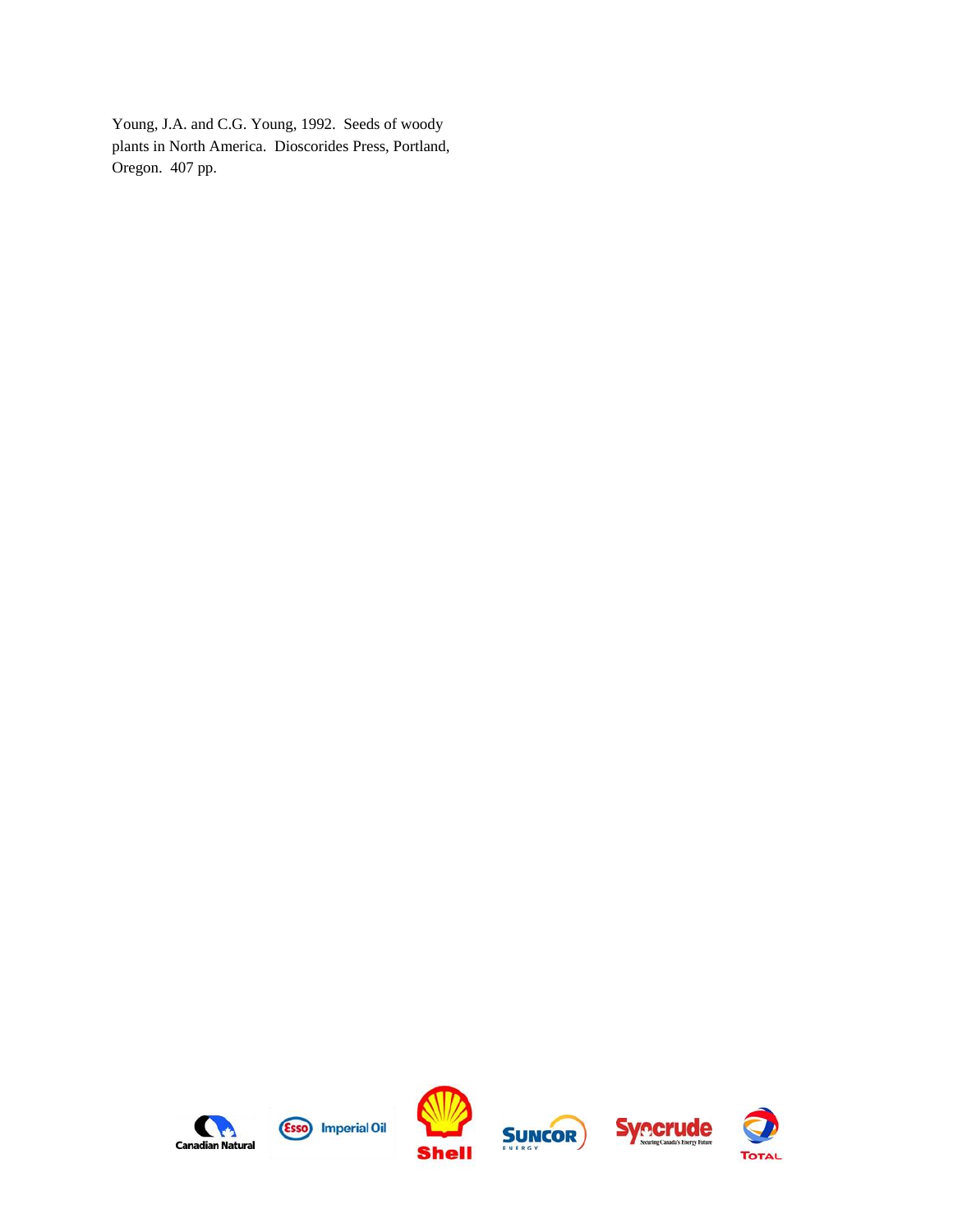Young, J.A. and C.G. Young, 1992. Seeds of woody plants in North America. Dioscorides Press, Portland, Oregon. 407 pp.